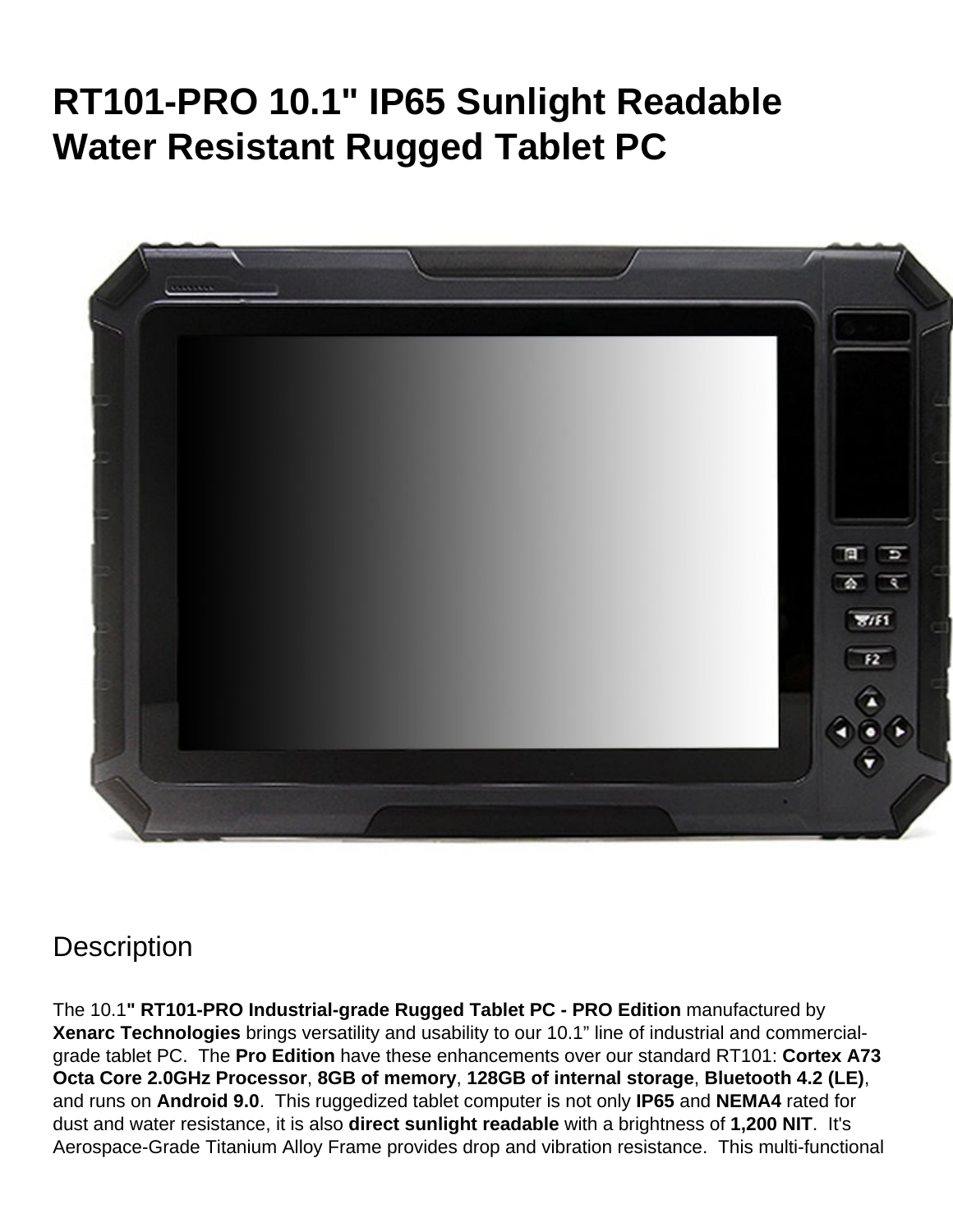# RT101-PRO 10.1" IP65 Sunlight Readable Water Resistant Rugged Tablet PC

## Description

The 10.1**" RT101-PRO Industrial-grade Rugged Tablet PC - PRO Edition** manufactured by **Xenarc Technologies** brings versatility and usability to our 10.1" line of industrial and commercial-grade tablet PC. The **Pro Edition** have these enhancements over our standard RT101: **Cortex A73 Octa Core 2.0GHz Processor**, **8GB of memory**, **128GB of internal storage**, **Bluetooth 4.2 (LE)**, and runs on **Android 9.0**. This ruggedized tablet computer is not only **IP65** and **NEMA4** rated for dust and water resistance, it is also **direct sunlight readable** with a brightness of **1,200 NIT**. It's Aerospace-Grade Titanium Alloy Frame provides drop and vibration resistance. This multi-functional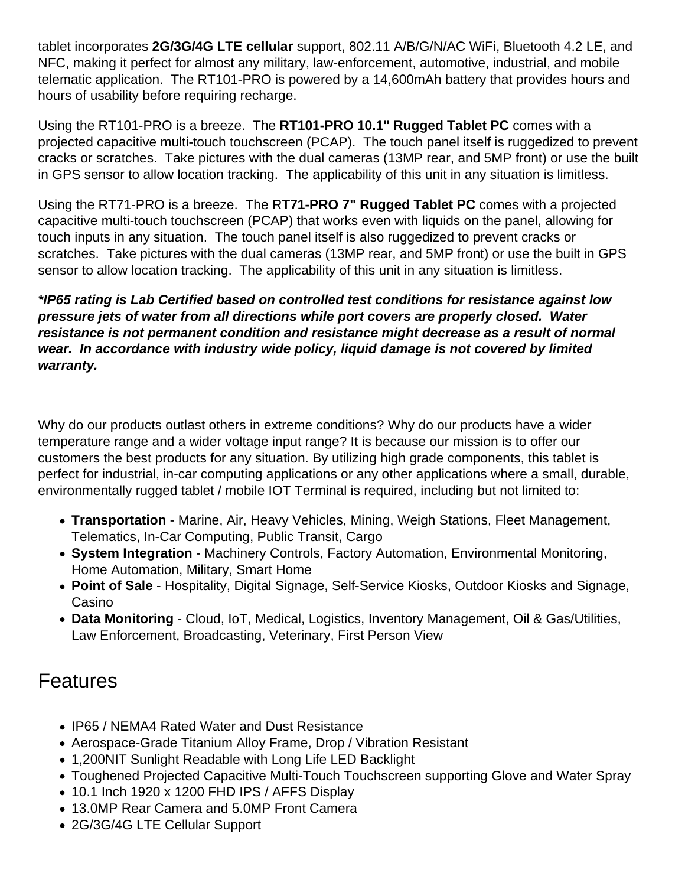tablet incorporates **2G/3G/4G LTE cellular** support, 802.11 A/B/G/N/AC WiFi, Bluetooth 4.2 LE, and NFC, making it perfect for almost any military, law-enforcement, automotive, industrial, and mobile telematic application. The RT101-PRO is powered by a 14,600mAh battery that provides hours and hours of usability before requiring recharge.

Using the RT101-PRO is a breeze. The **RT101-PRO 10.1" Rugged Tablet PC** comes with a projected capacitive multi-touch touchscreen (PCAP). The touch panel itself is ruggedized to prevent cracks or scratches. Take pictures with the dual cameras (13MP rear, and 5MP front) or use the built in GPS sensor to allow location tracking. The applicability of this unit in any situation is limitless.

Using the RT71-PRO is a breeze. The R**T71-PRO 7" Rugged Tablet PC** comes with a projected capacitive multi-touch touchscreen (PCAP) that works even with liquids on the panel, allowing for touch inputs in any situation. The touch panel itself is also ruggedized to prevent cracks or scratches. Take pictures with the dual cameras (13MP rear, and 5MP front) or use the built in GPS sensor to allow location tracking. The applicability of this unit in any situation is limitless.

***IP65 rating is Lab Certified based on controlled test conditions for resistance against low pressure jets of water from all directions while port covers are properly closed. Water resistance is not permanent condition and resistance might decrease as a result of normal wear. In accordance with industry wide policy, liquid damage is not covered by limited warranty.***

Why do our products outlast others in extreme conditions? Why do our products have a wider temperature range and a wider voltage input range? It is because our mission is to offer our customers the best products for any situation. By utilizing high grade components, this tablet is perfect for industrial, in-car computing applications or any other applications where a small, durable, environmentally rugged tablet / mobile IOT Terminal is required, including but not limited to:

- **Transportation** - Marine, Air, Heavy Vehicles, Mining, Weigh Stations, Fleet Management, Telematics, In-Car Computing, Public Transit, Cargo
- **System Integration** - Machinery Controls, Factory Automation, Environmental Monitoring, Home Automation, Military, Smart Home
- **Point of Sale** - Hospitality, Digital Signage, Self-Service Kiosks, Outdoor Kiosks and Signage, Casino
- **Data Monitoring** - Cloud, IoT, Medical, Logistics, Inventory Management, Oil & Gas/Utilities, Law Enforcement, Broadcasting, Veterinary, First Person View

## Features

- IP65 / NEMA4 Rated Water and Dust Resistance
- Aerospace-Grade Titanium Alloy Frame, Drop / Vibration Resistant
- 1,200NIT Sunlight Readable with Long Life LED Backlight
- Toughened Projected Capacitive Multi-Touch Touchscreen supporting Glove and Water Spray
- 10.1 Inch 1920 x 1200 FHD IPS / AFFS Display
- 13.0MP Rear Camera and 5.0MP Front Camera
- 2G/3G/4G LTE Cellular Support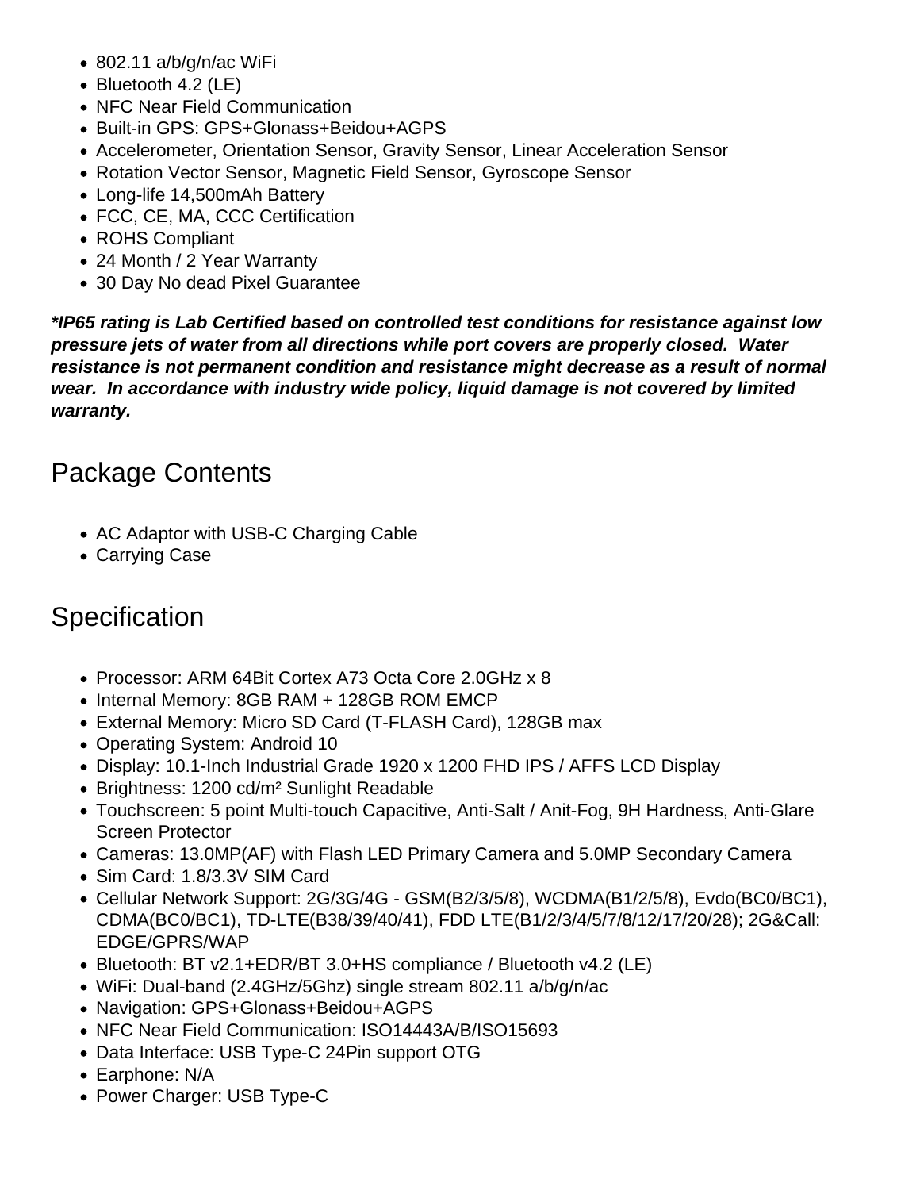- 802.11 a/b/g/n/ac WiFi
- Bluetooth 4.2 (LE)
- NFC Near Field Communication
- Built-in GPS: GPS+Glonass+Beidou+AGPS
- Accelerometer, Orientation Sensor, Gravity Sensor, Linear Acceleration Sensor
- Rotation Vector Sensor, Magnetic Field Sensor, Gyroscope Sensor
- Long-life 14,500mAh Battery
- FCC, CE, MA, CCC Certification
- ROHS Compliant
- 24 Month / 2 Year Warranty
- 30 Day No dead Pixel Guarantee

***IP65 rating is Lab Certified based on controlled test conditions for resistance against low pressure jets of water from all directions while port covers are properly closed. Water resistance is not permanent condition and resistance might decrease as a result of normal wear. In accordance with industry wide policy, liquid damage is not covered by limited warranty.***

## Package Contents

- AC Adaptor with USB-C Charging Cable
- Carrying Case

## Specification

- Processor: ARM 64Bit Cortex A73 Octa Core 2.0GHz x 8
- Internal Memory: 8GB RAM + 128GB ROM EMCP
- External Memory: Micro SD Card (T-FLASH Card), 128GB max
- Operating System: Android 10
- Display: 10.1-Inch Industrial Grade 1920 x 1200 FHD IPS / AFFS LCD Display
- Brightness: 1200 cd/m² Sunlight Readable
- Touchscreen: 5 point Multi-touch Capacitive, Anti-Salt / Anit-Fog, 9H Hardness, Anti-Glare Screen Protector
- Cameras: 13.0MP(AF) with Flash LED Primary Camera and 5.0MP Secondary Camera
- Sim Card: 1.8/3.3V SIM Card
- Cellular Network Support: 2G/3G/4G - GSM(B2/3/5/8), WCDMA(B1/2/5/8), Evdo(BC0/BC1), CDMA(BC0/BC1), TD-LTE(B38/39/40/41), FDD LTE(B1/2/3/4/5/7/8/12/17/20/28); 2G&Call: EDGE/GPRS/WAP
- Bluetooth: BT v2.1+EDR/BT 3.0+HS compliance / Bluetooth v4.2 (LE)
- WiFi: Dual-band (2.4GHz/5Ghz) single stream 802.11 a/b/g/n/ac
- Navigation: GPS+Glonass+Beidou+AGPS
- NFC Near Field Communication: ISO14443A/B/ISO15693
- Data Interface: USB Type-C 24Pin support OTG
- Earphone: N/A
- Power Charger: USB Type-C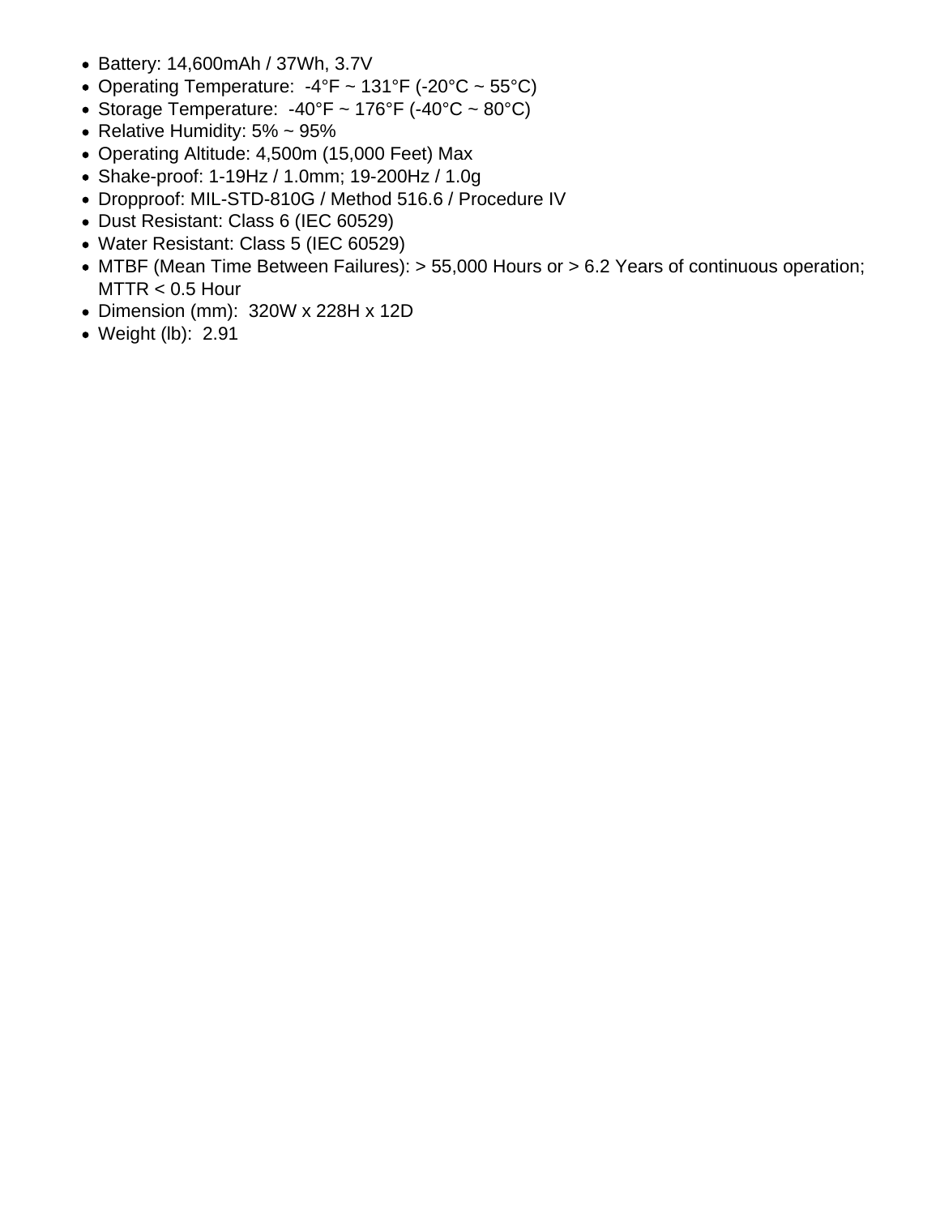- Battery: 14,600mAh / 37Wh, 3.7V
- Operating Temperature:  -4°F ~ 131°F (-20°C ~ 55°C)
- Storage Temperature:  -40°F ~ 176°F (-40°C ~ 80°C)
- Relative Humidity: 5% ~ 95%
- Operating Altitude: 4,500m (15,000 Feet) Max
- Shake-proof: 1-19Hz / 1.0mm; 19-200Hz / 1.0g
- Dropproof: MIL-STD-810G / Method 516.6 / Procedure IV
- Dust Resistant: Class 6 (IEC 60529)
- Water Resistant: Class 5 (IEC 60529)
- MTBF (Mean Time Between Failures): > 55,000 Hours or > 6.2 Years of continuous operation; MTTR < 0.5 Hour
- Dimension (mm):  320W x 228H x 12D
- Weight (lb):  2.91